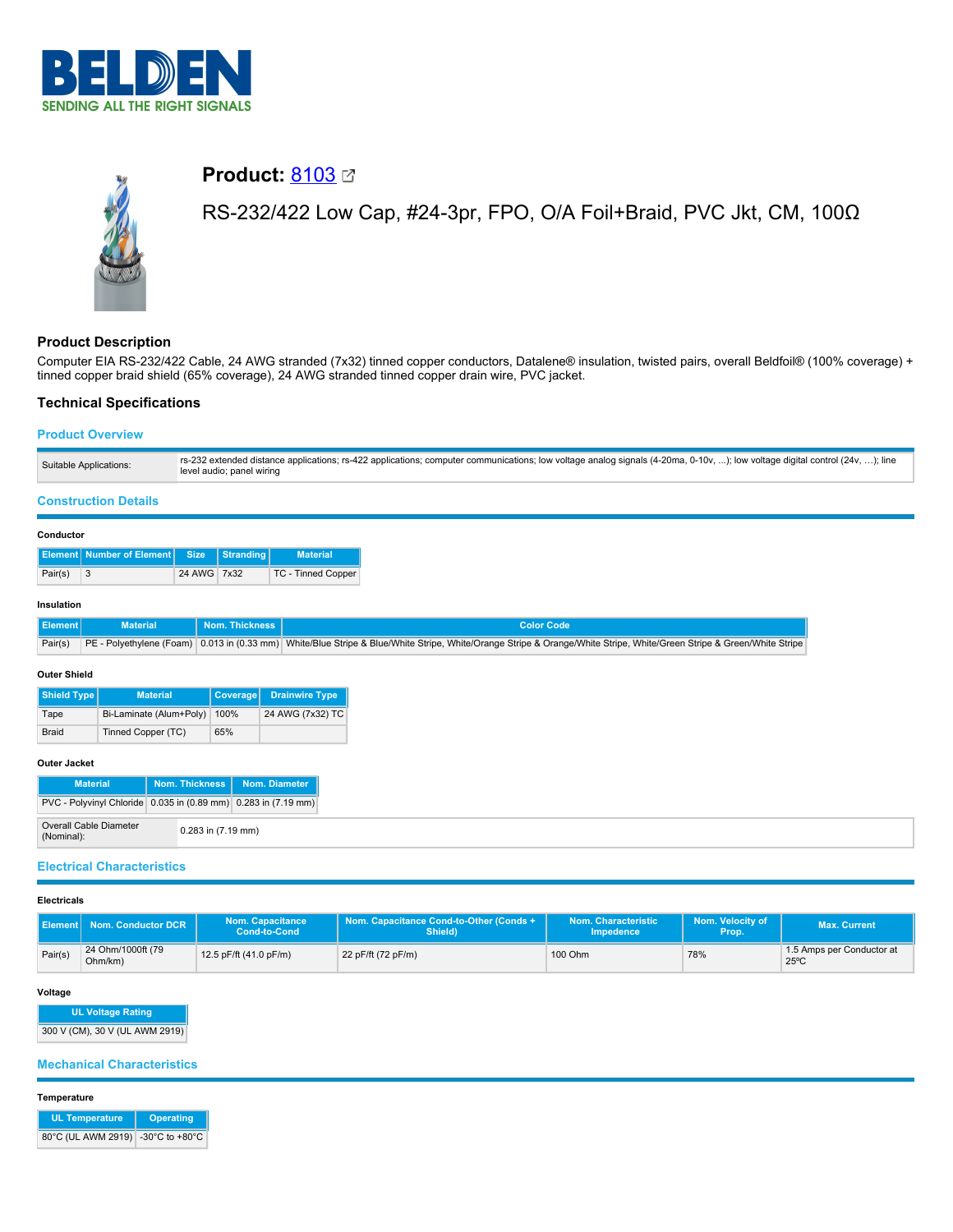# Product: 8103

RS-232/422 Low Cap, #24-3pr, FPO, O/A Foil+Braid, PVC Jkt, CM, 100Ω

## Product Description

Computer EIA RS-232/422 Cable, 24 AWG stranded (7x32) tinned copper conductors, Datalene® insulation, twisted pairs, overall Beldfoil® (100% coverage) + tinned copper braid shield (65% coverage), 24 AWG stranded tinned copper drain wire, PVC jacket.

## Technical Specifications

### Product Overview

| | |
|---|---|
| Suitable Applications: | rs-232 extended distance applications; rs-422 applications; computer communications; low voltage analog signals (4-20ma, 0-10v, ...); low voltage digital control (24v, ...); line level audio; panel wiring |

### Construction Details

#### Conductor

| Element | Number of Element | Size | Stranding | Material |
|---|---|---|---|---|
| Pair(s) | 3 | 24 AWG | 7x32 | TC - Tinned Copper |

#### Insulation

| Element | Material | Nom. Thickness | Color Code |
|---|---|---|---|
| Pair(s) | PE - Polyethylene (Foam) | 0.013 in (0.33 mm) | White/Blue Stripe & Blue/White Stripe, White/Orange Stripe & Orange/White Stripe, White/Green Stripe & Green/White Stripe |

#### Outer Shield

| Shield Type | Material | Coverage | Drainwire Type |
|---|---|---|---|
| Tape | Bi-Laminate (Alum+Poly) | 100% | 24 AWG (7x32) TC |
| Braid | Tinned Copper (TC) | 65% | |

#### Outer Jacket

| Material | Nom. Thickness | Nom. Diameter |
|---|---|---|
| PVC - Polyvinyl Chloride | 0.035 in (0.89 mm) | 0.283 in (7.19 mm) |

| | |
|---|---|
| Overall Cable Diameter (Nominal): | 0.283 in (7.19 mm) |

### Electrical Characteristics

#### Electricals

| Element | Nom. Conductor DCR | Nom. Capacitance Cond-to-Cond | Nom. Capacitance Cond-to-Other (Conds + Shield) | Nom. Characteristic Impedence | Nom. Velocity of Prop. | Max. Current |
|---|---|---|---|---|---|---|
| Pair(s) | 24 Ohm/1000ft (79 Ohm/km) | 12.5 pF/ft (41.0 pF/m) | 22 pF/ft (72 pF/m) | 100 Ohm | 78% | 1.5 Amps per Conductor at 25ºC |

#### Voltage

| UL Voltage Rating |
|---|
| 300 V (CM), 30 V (UL AWM 2919) |

### Mechanical Characteristics

#### Temperature

| UL Temperature | Operating |
|---|---|
| 80°C (UL AWM 2919) | -30°C to +80°C |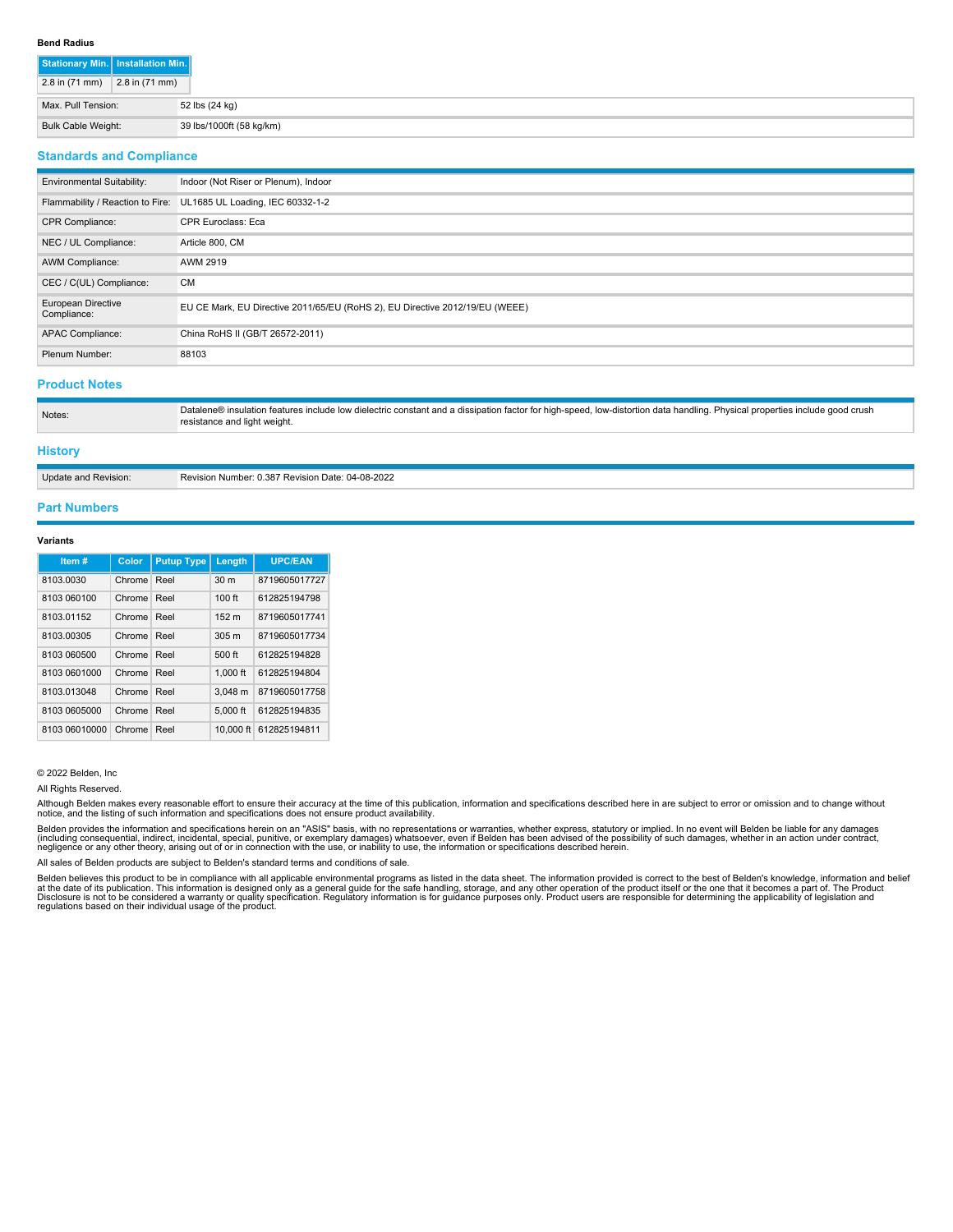**Bend Radius**

| Stationary Min. | Installation Min. |
|---|---|
| 2.8 in (71 mm) | 2.8 in (71 mm) |

| | |
|---|---|
| Max. Pull Tension: | 52 lbs (24 kg) |
| Bulk Cable Weight: | 39 lbs/1000ft (58 kg/km) |

## Standards and Compliance

| | |
|---|---|
| Environmental Suitability: | Indoor (Not Riser or Plenum), Indoor |
| Flammability / Reaction to Fire: | UL1685 UL Loading, IEC 60332-1-2 |
| CPR Compliance: | CPR Euroclass: Eca |
| NEC / UL Compliance: | Article 800, CM |
| AWM Compliance: | AWM 2919 |
| CEC / C(UL) Compliance: | CM |
| European Directive Compliance: | EU CE Mark, EU Directive 2011/65/EU (RoHS 2), EU Directive 2012/19/EU (WEEE) |
| APAC Compliance: | China RoHS II (GB/T 26572-2011) |
| Plenum Number: | 88103 |

## Product Notes

| | |
|---|---|
| Notes: | Datalene® insulation features include low dielectric constant and a dissipation factor for high-speed, low-distortion data handling. Physical properties include good crush resistance and light weight. |

## History

| | |
|---|---|
| Update and Revision: | Revision Number: 0.387 Revision Date: 04-08-2022 |

## Part Numbers

**Variants**

| Item # | Color | Putup Type | Length | UPC/EAN |
|---|---|---|---|---|
| 8103.0030 | Chrome | Reel | 30 m | 8719605017727 |
| 8103 060100 | Chrome | Reel | 100 ft | 612825194798 |
| 8103.01152 | Chrome | Reel | 152 m | 8719605017741 |
| 8103.00305 | Chrome | Reel | 305 m | 8719605017734 |
| 8103 060500 | Chrome | Reel | 500 ft | 612825194828 |
| 8103 0601000 | Chrome | Reel | 1,000 ft | 612825194804 |
| 8103.013048 | Chrome | Reel | 3,048 m | 8719605017758 |
| 8103 0605000 | Chrome | Reel | 5,000 ft | 612825194835 |
| 8103 06010000 | Chrome | Reel | 10,000 ft | 612825194811 |

© 2022 Belden, Inc

All Rights Reserved.

Although Belden makes every reasonable effort to ensure their accuracy at the time of this publication, information and specifications described here in are subject to error or omission and to change without notice, and the listing of such information and specifications does not ensure product availability.

Belden provides the information and specifications herein on an "ASIS" basis, with no representations or warranties, whether express, statutory or implied. In no event will Belden be liable for any damages (including consequential, indirect, incidental, special, punitive, or exemplary damages) whatsoever, even if Belden has been advised of the possibility of such damages, whether in an action under contract, negligence or any other theory, arising out of or in connection with the use, or inability to use, the information or specifications described herein.

All sales of Belden products are subject to Belden's standard terms and conditions of sale.

Belden believes this product to be in compliance with all applicable environmental programs as listed in the data sheet. The information provided is correct to the best of Belden's knowledge, information and belief at the date of its publication. This information is designed only as a general guide for the safe handling, storage, and any other operation of the product itself or the one that it becomes a part of. The Product Disclosure is not to be considered a warranty or quality specification. Regulatory information is for guidance purposes only. Product users are responsible for determining the applicability of legislation and regulations based on their individual usage of the product.